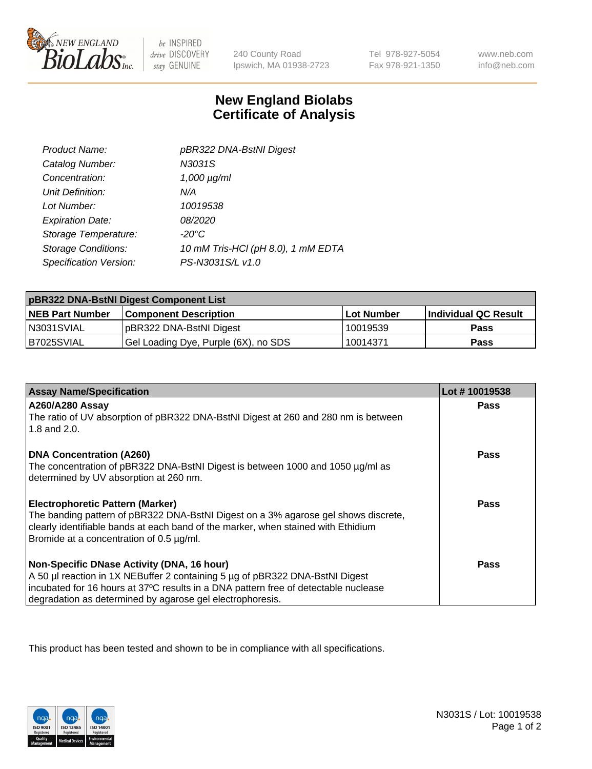New England BioLabs Inc. — be INSPIRED drive DISCOVERY stay GENUINE

240 County Road
Ipswich, MA 01938-2723

Tel 978-927-5054
Fax 978-921-1350

www.neb.com
info@neb.com

# New England Biolabs
# Certificate of Analysis

| | |
|---|---|
| *Product Name:* | *pBR322 DNA-BstNI Digest* |
| *Catalog Number:* | *N3031S* |
| *Concentration:* | *1,000 µg/ml* |
| *Unit Definition:* | *N/A* |
| *Lot Number:* | *10019538* |
| *Expiration Date:* | *08/2020* |
| *Storage Temperature:* | *-20°C* |
| *Storage Conditions:* | *10 mM Tris-HCl (pH 8.0), 1 mM EDTA* |
| *Specification Version:* | *PS-N3031S/L v1.0* |

**pBR322 DNA-BstNI Digest Component List**

| NEB Part Number | Component Description | Lot Number | Individual QC Result |
|---|---|---|---|
| N3031SVIAL | pBR322 DNA-BstNI Digest | 10019539 | **Pass** |
| B7025SVIAL | Gel Loading Dye, Purple (6X), no SDS | 10014371 | **Pass** |

| Assay Name/Specification | Lot # 10019538 |
|---|---|
| **A260/A280 Assay**<br>The ratio of UV absorption of pBR322 DNA-BstNI Digest at 260 and 280 nm is between 1.8 and 2.0. | **Pass** |
| **DNA Concentration (A260)**<br>The concentration of pBR322 DNA-BstNI Digest is between 1000 and 1050 µg/ml as determined by UV absorption at 260 nm. | **Pass** |
| **Electrophoretic Pattern (Marker)**<br>The banding pattern of pBR322 DNA-BstNI Digest on a 3% agarose gel shows discrete, clearly identifiable bands at each band of the marker, when stained with Ethidium Bromide at a concentration of 0.5 µg/ml. | **Pass** |
| **Non-Specific DNase Activity (DNA, 16 hour)**<br>A 50 µl reaction in 1X NEBuffer 2 containing 5 µg of pBR322 DNA-BstNI Digest incubated for 16 hours at 37ºC results in a DNA pattern free of detectable nuclease degradation as determined by agarose gel electrophoresis. | **Pass** |

This product has been tested and shown to be in compliance with all specifications.

ISO 9001 Registered Quality Management | ISO 13485 Registered Medical Devices | ISO 14001 Registered Environmental Management

N3031S / Lot: 10019538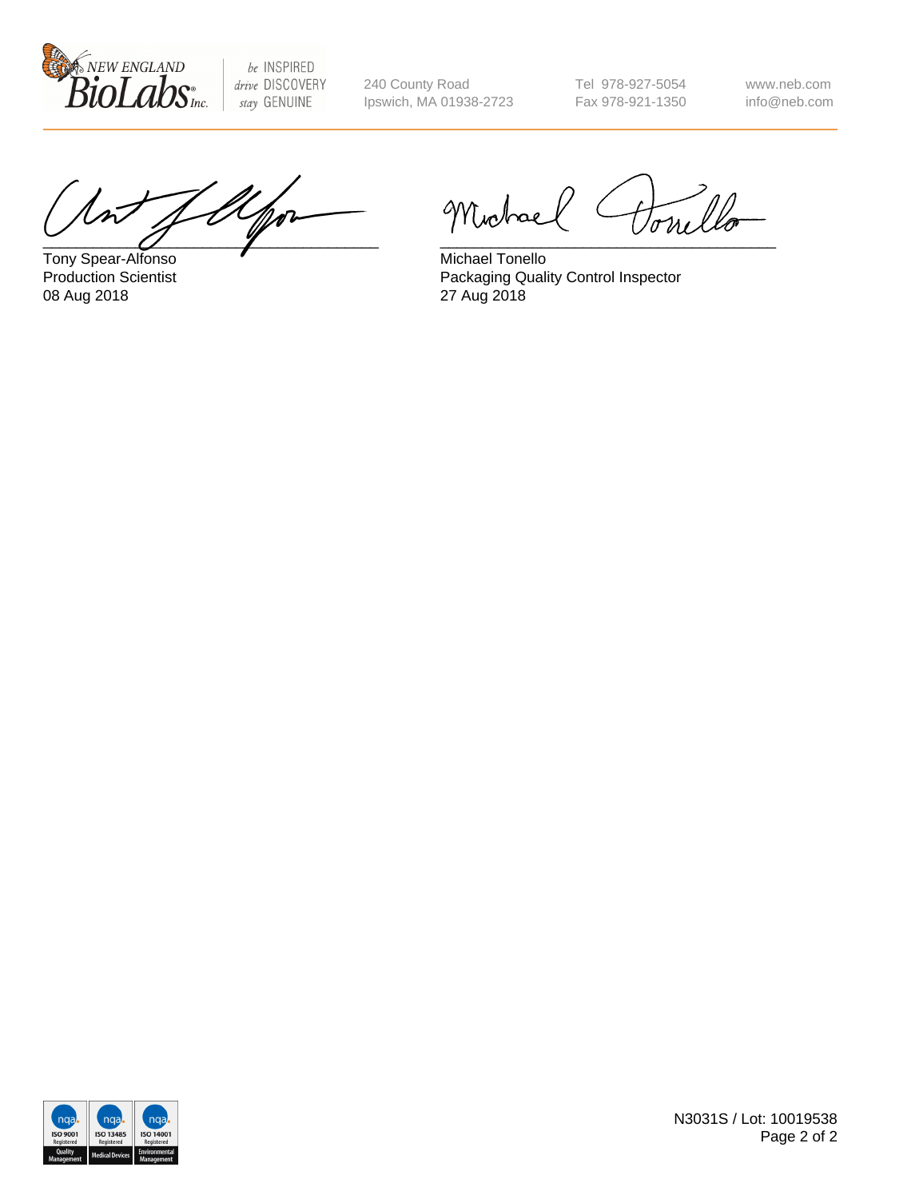240 County Road
Ipswich, MA 01938-2723

Tel 978-927-5054
Fax 978-921-1350

www.neb.com
info@neb.com

Tony Spear-Alfonso
Production Scientist
08 Aug 2018

Michael Tonello
Packaging Quality Control Inspector
27 Aug 2018

N3031S / Lot: 10019538